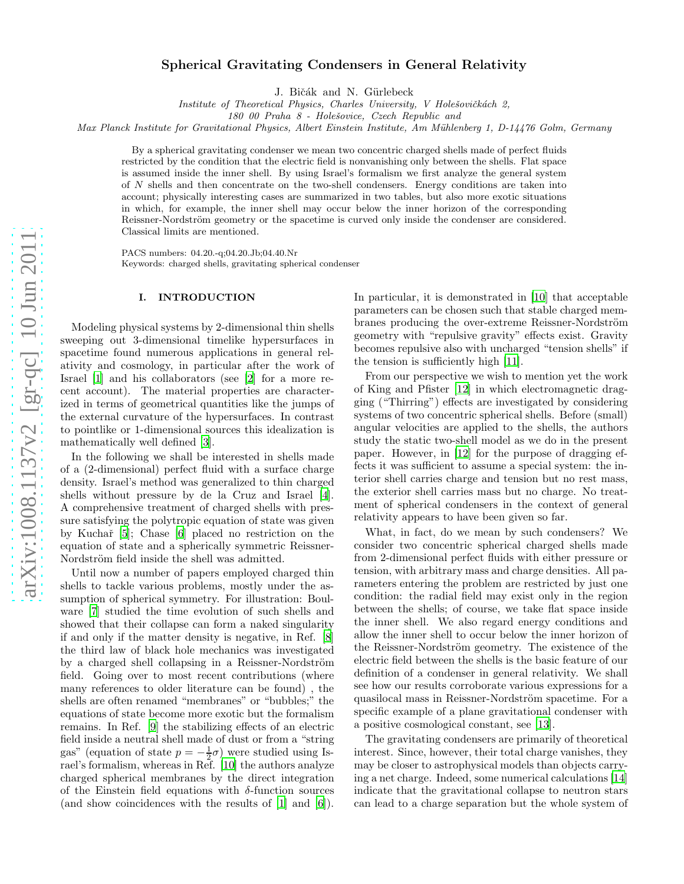# Spherical Gravitating Condensers in General Relativity

J. Bičák and N. Gürlebeck

*Institute of Theoretical Physics, Charles University, V Holešovičkách 2,*
*180 00 Praha 8 - Holešovice, Czech Republic and*
*Max Planck Institute for Gravitational Physics, Albert Einstein Institute, Am Mühlenberg 1, D-14476 Golm, Germany*

By a spherical gravitating condenser we mean two concentric charged shells made of perfect fluids restricted by the condition that the electric field is nonvanishing only between the shells. Flat space is assumed inside the inner shell. By using Israel's formalism we first analyze the general system of $N$ shells and then concentrate on the two-shell condensers. Energy conditions are taken into account; physically interesting cases are summarized in two tables, but also more exotic situations in which, for example, the inner shell may occur below the inner horizon of the corresponding Reissner-Nordström geometry or the spacetime is curved only inside the condenser are considered. Classical limits are mentioned.

PACS numbers: 04.20.-q;04.20.Jb;04.40.Nr
Keywords: charged shells, gravitating spherical condenser

## I. INTRODUCTION

Modeling physical systems by 2-dimensional thin shells sweeping out 3-dimensional timelike hypersurfaces in spacetime found numerous applications in general relativity and cosmology, in particular after the work of Israel [1] and his collaborators (see [2] for a more recent account). The material properties are characterized in terms of geometrical quantities like the jumps of the external curvature of the hypersurfaces. In contrast to pointlike or 1-dimensional sources this idealization is mathematically well defined [3].

In the following we shall be interested in shells made of a (2-dimensional) perfect fluid with a surface charge density. Israel's method was generalized to thin charged shells without pressure by de la Cruz and Israel [4]. A comprehensive treatment of charged shells with pressure satisfying the polytropic equation of state was given by Kuchař [5]; Chase [6] placed no restriction on the equation of state and a spherically symmetric Reissner-Nordström field inside the shell was admitted.

Until now a number of papers employed charged thin shells to tackle various problems, mostly under the assumption of spherical symmetry. For illustration: Boulware [7] studied the time evolution of such shells and showed that their collapse can form a naked singularity if and only if the matter density is negative, in Ref. [8] the third law of black hole mechanics was investigated by a charged shell collapsing in a Reissner-Nordström field. Going over to most recent contributions (where many references to older literature can be found) , the shells are often renamed "membranes" or "bubbles;" the equations of state become more exotic but the formalism remains. In Ref. [9] the stabilizing effects of an electric field inside a neutral shell made of dust or from a "string gas" (equation of state $p = -\frac{1}{2}\sigma$) were studied using Israel's formalism, whereas in Ref. [10] the authors analyze charged spherical membranes by the direct integration of the Einstein field equations with $\delta$-function sources (and show coincidences with the results of [1] and [6]). In particular, it is demonstrated in [10] that acceptable parameters can be chosen such that stable charged membranes producing the over-extreme Reissner-Nordström geometry with "repulsive gravity" effects exist. Gravity becomes repulsive also with uncharged "tension shells" if the tension is sufficiently high [11].

From our perspective we wish to mention yet the work of King and Pfister [12] in which electromagnetic dragging ("Thirring") effects are investigated by considering systems of two concentric spherical shells. Before (small) angular velocities are applied to the shells, the authors study the static two-shell model as we do in the present paper. However, in [12] for the purpose of dragging effects it was sufficient to assume a special system: the interior shell carries charge and tension but no rest mass, the exterior shell carries mass but no charge. No treatment of spherical condensers in the context of general relativity appears to have been given so far.

What, in fact, do we mean by such condensers? We consider two concentric spherical charged shells made from 2-dimensional perfect fluids with either pressure or tension, with arbitrary mass and charge densities. All parameters entering the problem are restricted by just one condition: the radial field may exist only in the region between the shells; of course, we take flat space inside the inner shell. We also regard energy conditions and allow the inner shell to occur below the inner horizon of the Reissner-Nordström geometry. The existence of the electric field between the shells is the basic feature of our definition of a condenser in general relativity. We shall see how our results corroborate various expressions for a quasilocal mass in Reissner-Nordström spacetime. For a specific example of a plane gravitational condenser with a positive cosmological constant, see [13].

The gravitating condensers are primarily of theoretical interest. Since, however, their total charge vanishes, they may be closer to astrophysical models than objects carrying a net charge. Indeed, some numerical calculations [14] indicate that the gravitational collapse to neutron stars can lead to a charge separation but the whole system of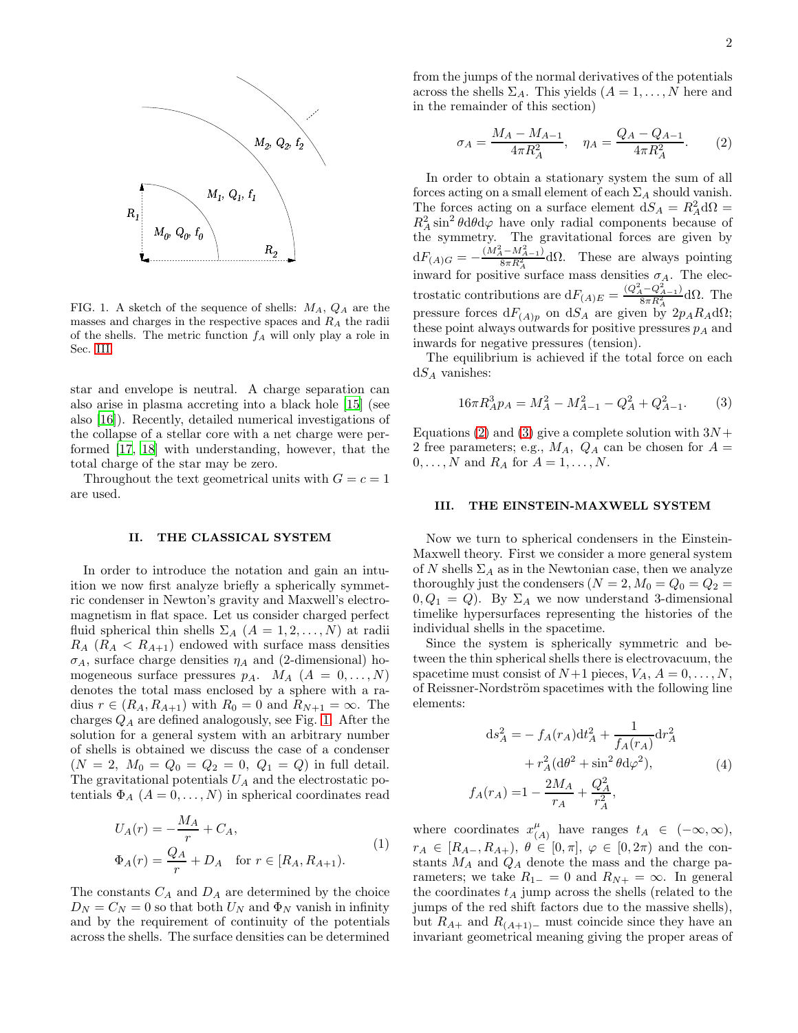FIG. 1. A sketch of the sequence of shells: $M_A$, $Q_A$ are the masses and charges in the respective spaces and $R_A$ the radii of the shells. The metric function $f_A$ will only play a role in Sec. III.

star and envelope is neutral. A charge separation can also arise in plasma accreting into a black hole [15] (see also [16]). Recently, detailed numerical investigations of the collapse of a stellar core with a net charge were performed [17, 18] with understanding, however, that the total charge of the star may be zero.

Throughout the text geometrical units with $G = c = 1$ are used.

## II. THE CLASSICAL SYSTEM

In order to introduce the notation and gain an intuition we now first analyze briefly a spherically symmetric condenser in Newton's gravity and Maxwell's electromagnetism in flat space. Let us consider charged perfect fluid spherical thin shells $\Sigma_A$ ($A = 1, 2, \ldots, N$) at radii $R_A$ ($R_A < R_{A+1}$) endowed with surface mass densities $\sigma_A$, surface charge densities $\eta_A$ and (2-dimensional) homogeneous surface pressures $p_A$. $M_A$ ($A = 0, \ldots, N$) denotes the total mass enclosed by a sphere with a radius $r \in (R_A, R_{A+1})$ with $R_0 = 0$ and $R_{N+1} = \infty$. The charges $Q_A$ are defined analogously, see Fig. 1. After the solution for a general system with an arbitrary number of shells is obtained we discuss the case of a condenser ($N = 2,\ M_0 = Q_0 = Q_2 = 0,\ Q_1 = Q$) in full detail. The gravitational potentials $U_A$ and the electrostatic potentials $\Phi_A$ ($A = 0, \ldots, N$) in spherical coordinates read

$$
\begin{aligned}
U_A(r) &= -\frac{M_A}{r} + C_A, \\
\Phi_A(r) &= \frac{Q_A}{r} + D_A \quad \text{for } r \in [R_A, R_{A+1}).
\end{aligned}
\tag{1}
$$

The constants $C_A$ and $D_A$ are determined by the choice $D_N = C_N = 0$ so that both $U_N$ and $\Phi_N$ vanish in infinity and by the requirement of continuity of the potentials across the shells. The surface densities can be determined from the jumps of the normal derivatives of the potentials across the shells $\Sigma_A$. This yields ($A = 1, \ldots, N$ here and in the remainder of this section)

$$
\sigma_A = \frac{M_A - M_{A-1}}{4\pi R_A^2}, \quad \eta_A = \frac{Q_A - Q_{A-1}}{4\pi R_A^2}. \tag{2}
$$

In order to obtain a stationary system the sum of all forces acting on a small element of each $\Sigma_A$ should vanish. The forces acting on a surface element $\mathrm{d}S_A = R_A^2 \mathrm{d}\Omega = R_A^2 \sin^2\theta \mathrm{d}\theta \mathrm{d}\varphi$ have only radial components because of the symmetry. The gravitational forces are given by $\mathrm{d}F_{(A)G} = -\frac{(M_A^2 - M_{A-1}^2)}{8\pi R_A^2}\mathrm{d}\Omega$. These are always pointing inward for positive surface mass densities $\sigma_A$. The electrostatic contributions are $\mathrm{d}F_{(A)E} = \frac{(Q_A^2 - Q_{A-1}^2)}{8\pi R_A^2}\mathrm{d}\Omega$. The pressure forces $\mathrm{d}F_{(A)p}$ on $\mathrm{d}S_A$ are given by $2 p_A R_A \mathrm{d}\Omega$; these point always outwards for positive pressures $p_A$ and inwards for negative pressures (tension).

The equilibrium is achieved if the total force on each $\mathrm{d}S_A$ vanishes:

$$
16\pi R_A^3 p_A = M_A^2 - M_{A-1}^2 - Q_A^2 + Q_{A-1}^2. \tag{3}
$$

Equations (2) and (3) give a complete solution with $3N+2$ free parameters; e.g., $M_A,\ Q_A$ can be chosen for $A = 0, \ldots, N$ and $R_A$ for $A = 1, \ldots, N$.

## III. THE EINSTEIN-MAXWELL SYSTEM

Now we turn to spherical condensers in the Einstein-Maxwell theory. First we consider a more general system of $N$ shells $\Sigma_A$ as in the Newtonian case, then we analyze thoroughly just the condensers ($N = 2, M_0 = Q_0 = Q_2 = 0, Q_1 = Q$). By $\Sigma_A$ we now understand 3-dimensional timelike hypersurfaces representing the histories of the individual shells in the spacetime.

Since the system is spherically symmetric and between the thin spherical shells there is electrovacuum, the spacetime must consist of $N+1$ pieces, $V_A$, $A = 0, \ldots, N$, of Reissner-Nordström spacetimes with the following line elements:

$$
\begin{aligned}
\mathrm{d}s_A^2 = &- f_A(r_A)\mathrm{d}t_A^2 + \frac{1}{f_A(r_A)}\mathrm{d}r_A^2 \\
&+ r_A^2(\mathrm{d}\theta^2 + \sin^2\theta \mathrm{d}\varphi^2), \\
f_A(r_A) =& 1 - \frac{2M_A}{r_A} + \frac{Q_A^2}{r_A^2},
\end{aligned}
\tag{4}
$$

where coordinates $x^\mu_{(A)}$ have ranges $t_A \in (-\infty, \infty)$, $r_A \in [R_{A-}, R_{A+})$, $\theta \in [0, \pi]$, $\varphi \in [0, 2\pi)$ and the constants $M_A$ and $Q_A$ denote the mass and the charge parameters; we take $R_{1-} = 0$ and $R_{N+} = \infty$. In general the coordinates $t_A$ jump across the shells (related to the jumps of the red shift factors due to the massive shells), but $R_{A+}$ and $R_{(A+1)-}$ must coincide since they have an invariant geometrical meaning giving the proper areas of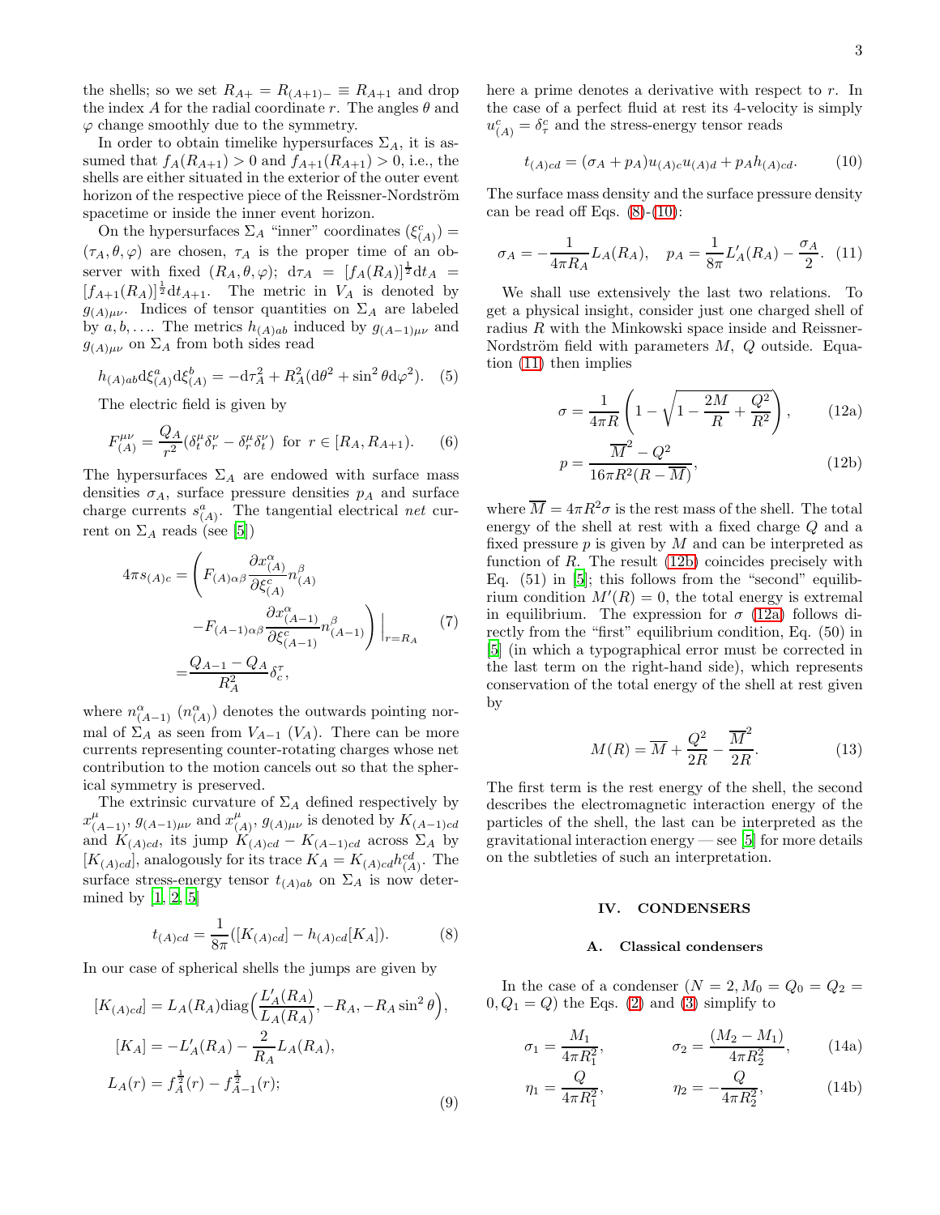the shells; so we set $R_{A+} = R_{(A+1)-} \equiv R_{A+1}$ and drop the index $A$ for the radial coordinate $r$. The angles $\theta$ and $\varphi$ change smoothly due to the symmetry.

In order to obtain timelike hypersurfaces $\Sigma_A$, it is assumed that $f_A(R_{A+1}) > 0$ and $f_{A+1}(R_{A+1}) > 0$, i.e., the shells are either situated in the exterior of the outer event horizon of the respective piece of the Reissner-Nordström spacetime or inside the inner event horizon.

On the hypersurfaces $\Sigma_A$ "inner" coordinates $(\xi^c_{(A)}) = (\tau_A, \theta, \varphi)$ are chosen, $\tau_A$ is the proper time of an observer with fixed $(R_A, \theta, \varphi)$; $\mathrm{d}\tau_A = [f_A(R_A)]^{\frac{1}{2}}\mathrm{d}t_A = [f_{A+1}(R_A)]^{\frac{1}{2}}\mathrm{d}t_{A+1}$. The metric in $V_A$ is denoted by $g_{(A)\mu\nu}$. Indices of tensor quantities on $\Sigma_A$ are labeled by $a, b, \ldots$. The metrics $h_{(A)ab}$ induced by $g_{(A-1)\mu\nu}$ and $g_{(A)\mu\nu}$ on $\Sigma_A$ from both sides read

$$h_{(A)ab}\mathrm{d}\xi^a_{(A)}\mathrm{d}\xi^b_{(A)} = -\mathrm{d}\tau_A^2 + R_A^2(\mathrm{d}\theta^2 + \sin^2\theta\mathrm{d}\varphi^2). \quad (5)$$

The electric field is given by

$$F^{\mu\nu}_{(A)} = \frac{Q_A}{r^2}(\delta^\mu_t\delta^\nu_r - \delta^\mu_r\delta^\nu_t) \text{ for } r \in [R_A, R_{A+1}). \quad (6)$$

The hypersurfaces $\Sigma_A$ are endowed with surface mass densities $\sigma_A$, surface pressure densities $p_A$ and surface charge currents $s^a_{(A)}$. The tangential electrical *net* current on $\Sigma_A$ reads (see [5])

$$\begin{aligned}4\pi s_{(A)c} =& \left(F_{(A)\alpha\beta}\frac{\partial x^\alpha_{(A)}}{\partial \xi^c_{(A)}}n^\beta_{(A)}\right.\\ &\left.-F_{(A-1)\alpha\beta}\frac{\partial x^\alpha_{(A-1)}}{\partial \xi^c_{(A-1)}}n^\beta_{(A-1)}\right)\Big|_{r=R_A}\\ =&\frac{Q_{A-1}-Q_A}{R_A^2}\delta^\tau_c,\end{aligned} \quad (7)$$

where $n^\alpha_{(A-1)}$ ($n^\alpha_{(A)}$) denotes the outwards pointing normal of $\Sigma_A$ as seen from $V_{A-1}$ ($V_A$). There can be more currents representing counter-rotating charges whose net contribution to the motion cancels out so that the spherical symmetry is preserved.

The extrinsic curvature of $\Sigma_A$ defined respectively by $x^\mu_{(A-1)}$, $g_{(A-1)\mu\nu}$ and $x^\mu_{(A)}$, $g_{(A)\mu\nu}$ is denoted by $K_{(A-1)cd}$ and $K_{(A)cd}$, its jump $K_{(A)cd} - K_{(A-1)cd}$ across $\Sigma_A$ by $[K_{(A)cd}]$, analogously for its trace $K_A = K_{(A)cd}h^{cd}_{(A)}$. The surface stress-energy tensor $t_{(A)ab}$ on $\Sigma_A$ is now determined by [1, 2, 5]

$$t_{(A)cd} = \frac{1}{8\pi}([K_{(A)cd}] - h_{(A)cd}[K_A]). \quad (8)$$

In our case of spherical shells the jumps are given by

$$\begin{aligned}[K_{(A)cd}] &= L_A(R_A)\mathrm{diag}\Big(\frac{L'_A(R_A)}{L_A(R_A)}, -R_A, -R_A\sin^2\theta\Big),\\ [K_A] &= -L'_A(R_A) - \frac{2}{R_A}L_A(R_A),\\ L_A(r) &= f_A^{\frac{1}{2}}(r) - f_{A-1}^{\frac{1}{2}}(r);\end{aligned} \quad (9)$$

here a prime denotes a derivative with respect to $r$. In the case of a perfect fluid at rest its 4-velocity is simply $u^c_{(A)} = \delta^c_\tau$ and the stress-energy tensor reads

$$t_{(A)cd} = (\sigma_A + p_A)u_{(A)c}u_{(A)d} + p_A h_{(A)cd}. \quad (10)$$

The surface mass density and the surface pressure density can be read off Eqs. (8)-(10):

$$\sigma_A = -\frac{1}{4\pi R_A}L_A(R_A), \quad p_A = \frac{1}{8\pi}L'_A(R_A) - \frac{\sigma_A}{2}. \quad (11)$$

We shall use extensively the last two relations. To get a physical insight, consider just one charged shell of radius $R$ with the Minkowski space inside and Reissner-Nordström field with parameters $M$, $Q$ outside. Equation (11) then implies

$$\sigma = \frac{1}{4\pi R}\left(1 - \sqrt{1 - \frac{2M}{R} + \frac{Q^2}{R^2}}\right), \quad (12a)$$

$$p = \frac{\overline{M}^2 - Q^2}{16\pi R^2(R - \overline{M})}, \quad (12b)$$

where $\overline{M} = 4\pi R^2\sigma$ is the rest mass of the shell. The total energy of the shell at rest with a fixed charge $Q$ and a fixed pressure $p$ is given by $M$ and can be interpreted as function of $R$. The result (12b) coincides precisely with Eq. (51) in [5]; this follows from the "second" equilibrium condition $M'(R) = 0$, the total energy is extremal in equilibrium. The expression for $\sigma$ (12a) follows directly from the "first" equilibrium condition, Eq. (50) in [5] (in which a typographical error must be corrected in the last term on the right-hand side), which represents conservation of the total energy of the shell at rest given by

$$M(R) = \overline{M} + \frac{Q^2}{2R} - \frac{\overline{M}^2}{2R}. \quad (13)$$

The first term is the rest energy of the shell, the second describes the electromagnetic interaction energy of the particles of the shell, the last can be interpreted as the gravitational interaction energy — see [5] for more details on the subtleties of such an interpretation.

## IV. CONDENSERS

### A. Classical condensers

In the case of a condenser ($N = 2, M_0 = Q_0 = Q_2 = 0, Q_1 = Q$) the Eqs. (2) and (3) simplify to

$$\sigma_1 = \frac{M_1}{4\pi R_1^2}, \qquad \sigma_2 = \frac{(M_2 - M_1)}{4\pi R_2^2}, \quad (14a)$$

$$\eta_1 = \frac{Q}{4\pi R_1^2}, \qquad \eta_2 = -\frac{Q}{4\pi R_2^2}, \quad (14b)$$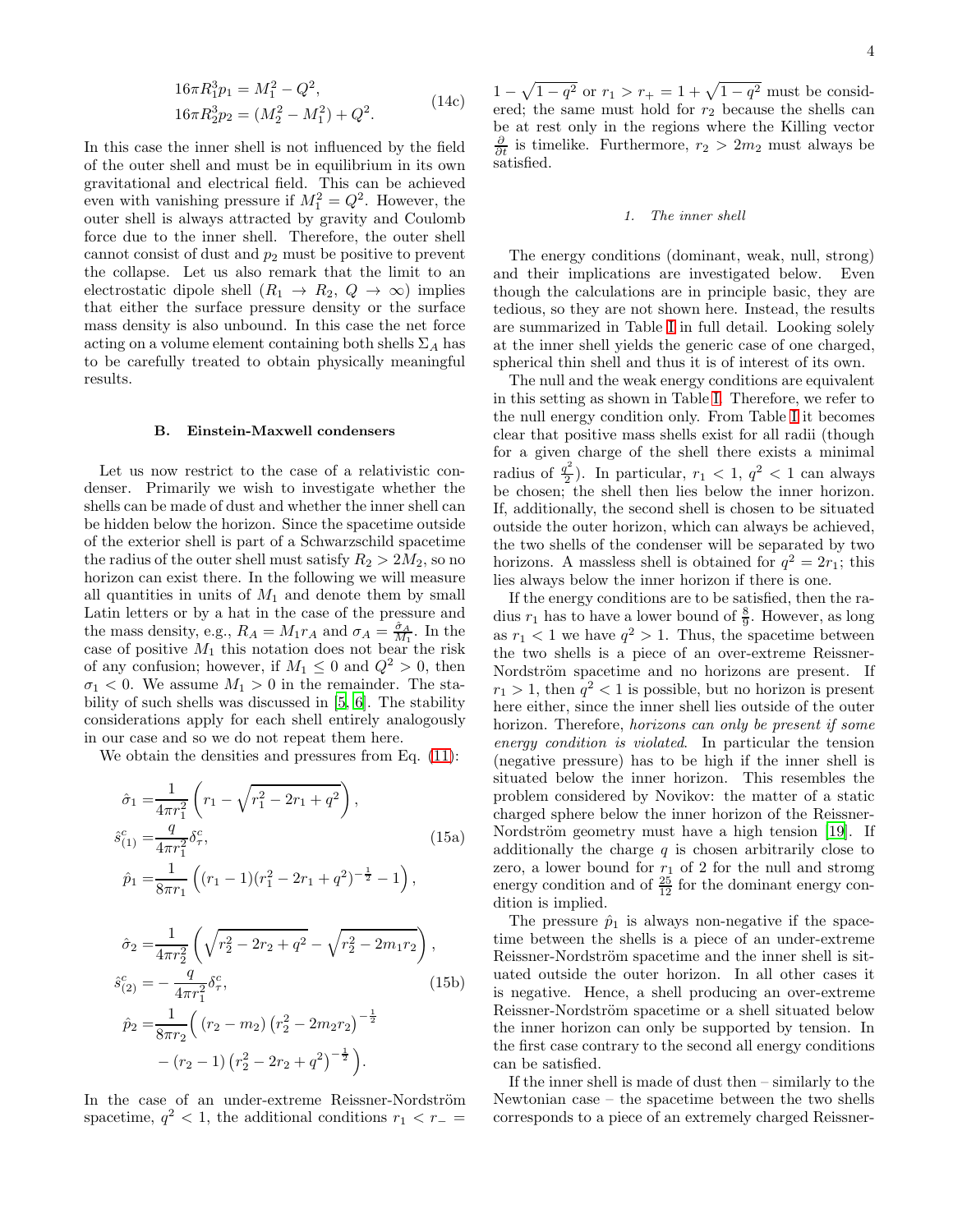$$
\begin{aligned}
16\pi R_1^3 p_1 &= M_1^2 - Q^2, \\
16\pi R_2^3 p_2 &= (M_2^2 - M_1^2) + Q^2.
\end{aligned}
\tag{14c}
$$

In this case the inner shell is not influenced by the field of the outer shell and must be in equilibrium in its own gravitational and electrical field. This can be achieved even with vanishing pressure if $M_1^2 = Q^2$. However, the outer shell is always attracted by gravity and Coulomb force due to the inner shell. Therefore, the outer shell cannot consist of dust and $p_2$ must be positive to prevent the collapse. Let us also remark that the limit to an electrostatic dipole shell ($R_1 \to R_2$, $Q \to \infty$) implies that either the surface pressure density or the surface mass density is also unbound. In this case the net force acting on a volume element containing both shells $\Sigma_A$ has to be carefully treated to obtain physically meaningful results.

### B. Einstein-Maxwell condensers

Let us now restrict to the case of a relativistic condenser. Primarily we wish to investigate whether the shells can be made of dust and whether the inner shell can be hidden below the horizon. Since the spacetime outside of the exterior shell is part of a Schwarzschild spacetime the radius of the outer shell must satisfy $R_2 > 2M_2$, so no horizon can exist there. In the following we will measure all quantities in units of $M_1$ and denote them by small Latin letters or by a hat in the case of the pressure and the mass density, e.g., $R_A = M_1 r_A$ and $\sigma_A = \frac{\hat{\sigma}_A}{M_1}$. In the case of positive $M_1$ this notation does not bear the risk of any confusion; however, if $M_1 \leq 0$ and $Q^2 > 0$, then $\sigma_1 < 0$. We assume $M_1 > 0$ in the remainder. The stability of such shells was discussed in [5, 6]. The stability considerations apply for each shell entirely analogously in our case and so we do not repeat them here.

We obtain the densities and pressures from Eq. (11):

$$
\begin{aligned}
\hat{\sigma}_1 &= \frac{1}{4\pi r_1^2}\left(r_1 - \sqrt{r_1^2 - 2r_1 + q^2}\right), \\
\hat{s}^c_{(1)} &= \frac{q}{4\pi r_1^2}\delta^c_\tau, \\
\hat{p}_1 &= \frac{1}{8\pi r_1}\left((r_1 - 1)(r_1^2 - 2r_1 + q^2)^{-\frac{1}{2}} - 1\right),
\end{aligned}
\tag{15a}
$$

$$
\begin{aligned}
\hat{\sigma}_2 &= \frac{1}{4\pi r_2^2}\left(\sqrt{r_2^2 - 2r_2 + q^2} - \sqrt{r_2^2 - 2m_1 r_2}\right), \\
\hat{s}^c_{(2)} &= -\frac{q}{4\pi r_1^2}\delta^c_\tau, \\
\hat{p}_2 &= \frac{1}{8\pi r_2}\Big( (r_2 - m_2)\left(r_2^2 - 2m_2 r_2\right)^{-\frac{1}{2}} \\
&\quad - (r_2 - 1)\left(r_2^2 - 2r_2 + q^2\right)^{-\frac{1}{2}}\Big).
\end{aligned}
\tag{15b}
$$

In the case of an under-extreme Reissner-Nordström spacetime, $q^2 < 1$, the additional conditions $r_1 < r_- = 1 - \sqrt{1-q^2}$ or $r_1 > r_+ = 1 + \sqrt{1-q^2}$ must be considered; the same must hold for $r_2$ because the shells can be at rest only in the regions where the Killing vector $\frac{\partial}{\partial t}$ is timelike. Furthermore, $r_2 > 2m_2$ must always be satisfied.

#### 1. The inner shell

The energy conditions (dominant, weak, null, strong) and their implications are investigated below. Even though the calculations are in principle basic, they are tedious, so they are not shown here. Instead, the results are summarized in Table I in full detail. Looking solely at the inner shell yields the generic case of one charged, spherical thin shell and thus it is of interest of its own.

The null and the weak energy conditions are equivalent in this setting as shown in Table I. Therefore, we refer to the null energy condition only. From Table I it becomes clear that positive mass shells exist for all radii (though for a given charge of the shell there exists a minimal radius of $\frac{q^2}{2}$). In particular, $r_1 < 1$, $q^2 < 1$ can always be chosen; the shell then lies below the inner horizon. If, additionally, the second shell is chosen to be situated outside the outer horizon, which can always be achieved, the two shells of the condenser will be separated by two horizons. A massless shell is obtained for $q^2 = 2r_1$; this lies always below the inner horizon if there is one.

If the energy conditions are to be satisfied, then the radius $r_1$ has to have a lower bound of $\frac{8}{9}$. However, as long as $r_1 < 1$ we have $q^2 > 1$. Thus, the spacetime between the two shells is a piece of an over-extreme Reissner-Nordström spacetime and no horizons are present. If $r_1 > 1$, then $q^2 < 1$ is possible, but no horizon is present here either, since the inner shell lies outside of the outer horizon. Therefore, *horizons can only be present if some energy condition is violated*. In particular the tension (negative pressure) has to be high if the inner shell is situated below the inner horizon. This resembles the problem considered by Novikov: the matter of a static charged sphere below the inner horizon of the Reissner-Nordström geometry must have a high tension [19]. If additionally the charge $q$ is chosen arbitrarily close to zero, a lower bound for $r_1$ of 2 for the null and stromg energy condition and of $\frac{25}{12}$ for the dominant energy condition is implied.

The pressure $\hat{p}_1$ is always non-negative if the spacetime between the shells is a piece of an under-extreme Reissner-Nordström spacetime and the inner shell is situated outside the outer horizon. In all other cases it is negative. Hence, a shell producing an over-extreme Reissner-Nordström spacetime or a shell situated below the inner horizon can only be supported by tension. In the first case contrary to the second all energy conditions can be satisfied.

If the inner shell is made of dust then – similarly to the Newtonian case – the spacetime between the two shells corresponds to a piece of an extremely charged Reissner-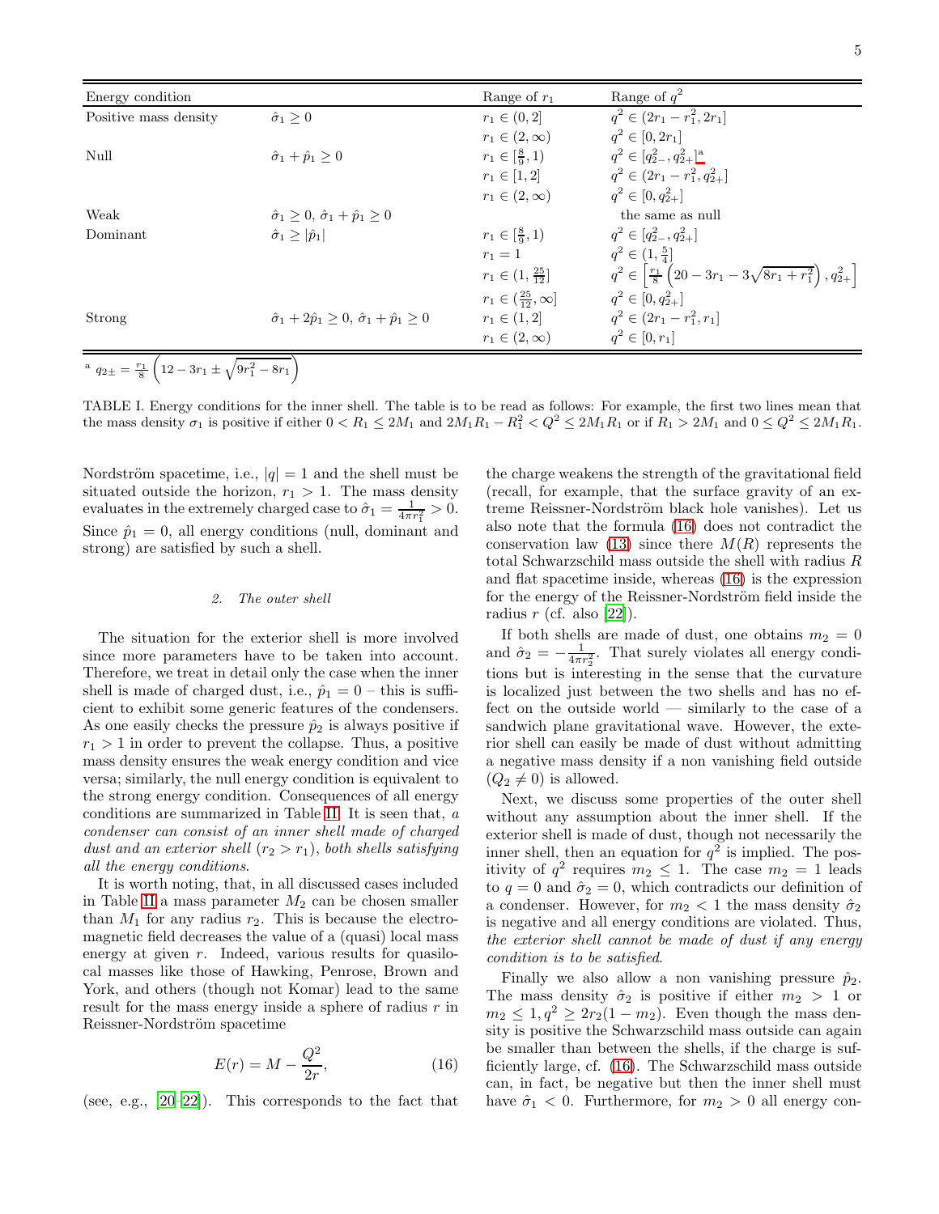| Energy condition | | Range of $r_1$ | Range of $q^2$ |
|---|---|---|---|
| Positive mass density | $\hat{\sigma}_1 \geq 0$ | $r_1 \in (0, 2]$ | $q^2 \in (2r_1 - r_1^2, 2r_1]$ |
| | | $r_1 \in (2, \infty)$ | $q^2 \in [0, 2r_1]$ |
| Null | $\hat{\sigma}_1 + \hat{p}_1 \geq 0$ | $r_1 \in [\frac{8}{9}, 1)$ | $q^2 \in [q_{2-}^2, q_{2+}^2]$[a] |
| | | $r_1 \in [1, 2]$ | $q^2 \in (2r_1 - r_1^2, q_{2+}^2]$ |
| | | $r_1 \in (2, \infty)$ | $q^2 \in [0, q_{2+}^2]$ |
| Weak | $\hat{\sigma}_1 \geq 0$, $\hat{\sigma}_1 + \hat{p}_1 \geq 0$ | | the same as null |
| Dominant | $\hat{\sigma}_1 \geq \lvert\hat{p}_1\rvert$ | $r_1 \in [\frac{8}{9}, 1)$ | $q^2 \in [q_{2-}^2, q_{2+}^2]$ |
| | | $r_1 = 1$ | $q^2 \in (1, \frac{5}{4}]$ |
| | | $r_1 \in (1, \frac{25}{12}]$ | $q^2 \in \left[\frac{r_1}{8}\left(20 - 3r_1 - 3\sqrt{8r_1 + r_1^2}\right), q_{2+}^2\right]$ |
| | | $r_1 \in (\frac{25}{12}, \infty]$ | $q^2 \in [0, q_{2+}^2]$ |
| Strong | $\hat{\sigma}_1 + 2\hat{p}_1 \geq 0$, $\hat{\sigma}_1 + \hat{p}_1 \geq 0$ | $r_1 \in (1, 2]$ | $q^2 \in (2r_1 - r_1^2, r_1]$ |
| | | $r_1 \in (2, \infty)$ | $q^2 \in [0, r_1]$ |

[a] $q_{2\pm} = \frac{r_1}{8}\left(12 - 3r_1 \pm \sqrt{9r_1^2 - 8r_1}\right)$

TABLE I. Energy conditions for the inner shell. The table is to be read as follows: For example, the first two lines mean that the mass density $\sigma_1$ is positive if either $0 < R_1 \leq 2M_1$ and $2M_1R_1 - R_1^2 < Q^2 \leq 2M_1R_1$ or if $R_1 > 2M_1$ and $0 \leq Q^2 \leq 2M_1R_1$.

Nordström spacetime, i.e., $|q| = 1$ and the shell must be situated outside the horizon, $r_1 > 1$. The mass density evaluates in the extremely charged case to $\hat{\sigma}_1 = \frac{1}{4\pi r_1^2} > 0$. Since $\hat{p}_1 = 0$, all energy conditions (null, dominant and strong) are satisfied by such a shell.

#### 2. The outer shell

The situation for the exterior shell is more involved since more parameters have to be taken into account. Therefore, we treat in detail only the case when the inner shell is made of charged dust, i.e., $\hat{p}_1 = 0$ – this is sufficient to exhibit some generic features of the condensers. As one easily checks the pressure $\hat{p}_2$ is always positive if $r_1 > 1$ in order to prevent the collapse. Thus, a positive mass density ensures the weak energy condition and vice versa; similarly, the null energy condition is equivalent to the strong energy condition. Consequences of all energy conditions are summarized in Table II. It is seen that, *a condenser can consist of an inner shell made of charged dust and an exterior shell* ($r_2 > r_1$), *both shells satisfying all the energy conditions.*

It is worth noting, that, in all discussed cases included in Table II a mass parameter $M_2$ can be chosen smaller than $M_1$ for any radius $r_2$. This is because the electromagnetic field decreases the value of a (quasi) local mass energy at given $r$. Indeed, various results for quasilocal masses like those of Hawking, Penrose, Brown and York, and others (though not Komar) lead to the same result for the mass energy inside a sphere of radius $r$ in Reissner-Nordström spacetime

$$E(r) = M - \frac{Q^2}{2r}, \tag{16}$$

(see, e.g., [20–22]). This corresponds to the fact that the charge weakens the strength of the gravitational field (recall, for example, that the surface gravity of an extreme Reissner-Nordström black hole vanishes). Let us also note that the formula (16) does not contradict the conservation law (13) since there $M(R)$ represents the total Schwarzschild mass outside the shell with radius $R$ and flat spacetime inside, whereas (16) is the expression for the energy of the Reissner-Nordström field inside the radius $r$ (cf. also [22]).

If both shells are made of dust, one obtains $m_2 = 0$ and $\hat{\sigma}_2 = -\frac{1}{4\pi r_2^2}$. That surely violates all energy conditions but is interesting in the sense that the curvature is localized just between the two shells and has no effect on the outside world — similarly to the case of a sandwich plane gravitational wave. However, the exterior shell can easily be made of dust without admitting a negative mass density if a non vanishing field outside ($Q_2 \neq 0$) is allowed.

Next, we discuss some properties of the outer shell without any assumption about the inner shell. If the exterior shell is made of dust, though not necessarily the inner shell, then an equation for $q^2$ is implied. The positivity of $q^2$ requires $m_2 \leq 1$. The case $m_2 = 1$ leads to $q = 0$ and $\hat{\sigma}_2 = 0$, which contradicts our definition of a condenser. However, for $m_2 < 1$ the mass density $\hat{\sigma}_2$ is negative and all energy conditions are violated. Thus, *the exterior shell cannot be made of dust if any energy condition is to be satisfied.*

Finally we also allow a non vanishing pressure $\hat{p}_2$. The mass density $\hat{\sigma}_2$ is positive if either $m_2 > 1$ or $m_2 \leq 1, q^2 \geq 2r_2(1 - m_2)$. Even though the mass density is positive the Schwarzschild mass outside can again be smaller than between the shells, if the charge is sufficiently large, cf. (16). The Schwarzschild mass outside can, in fact, be negative but then the inner shell must have $\hat{\sigma}_1 < 0$. Furthermore, for $m_2 > 0$ all energy con-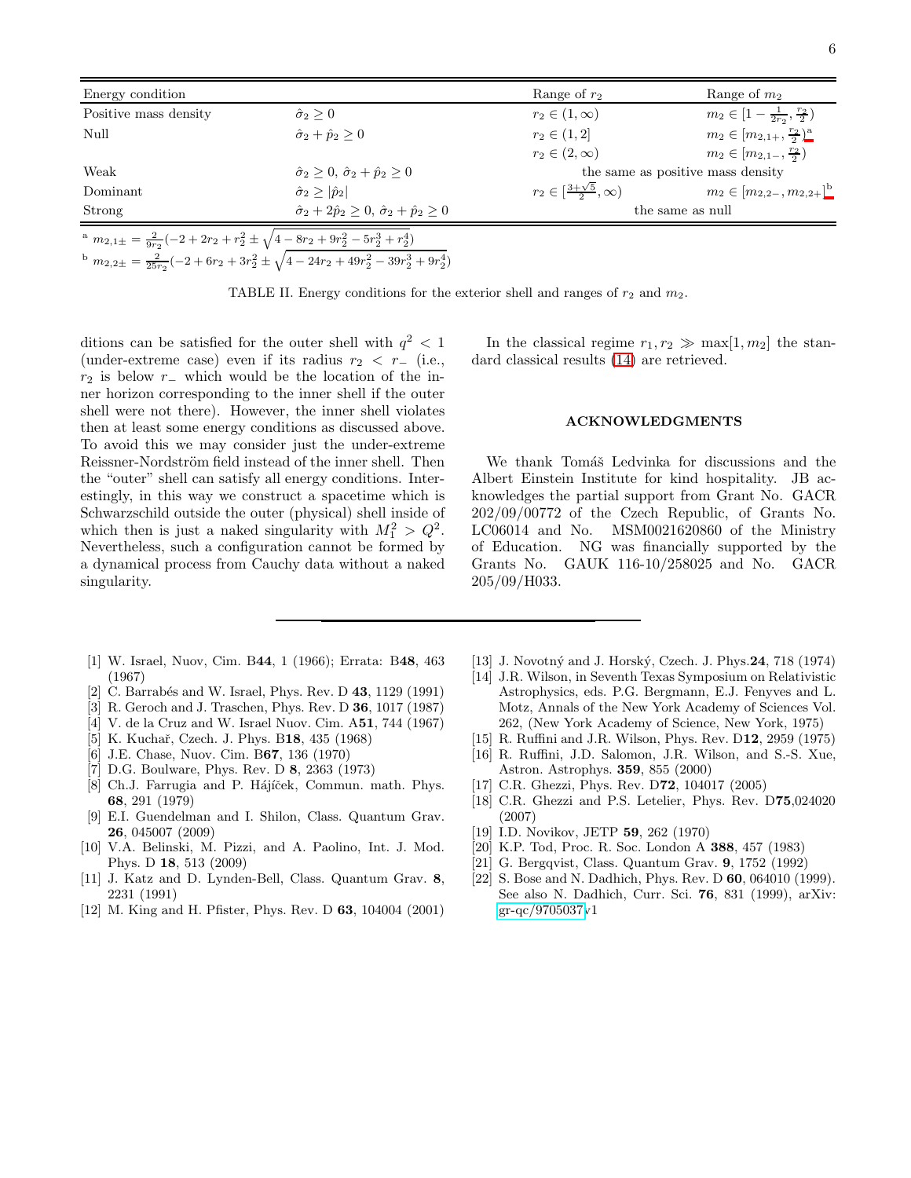| Energy condition | | Range of $r_2$ | Range of $m_2$ |
|---|---|---|---|
| Positive mass density | $\hat{\sigma}_2 \geq 0$ | $r_2 \in (1, \infty)$ | $m_2 \in [1 - \frac{1}{2r_2}, \frac{r_2}{2})$ |
| Null | $\hat{\sigma}_2 + \hat{p}_2 \geq 0$ | $r_2 \in (1, 2]$ | $m_2 \in [m_{2,1+}, \frac{r_2}{2})$ [a] |
| | | $r_2 \in (2, \infty)$ | $m_2 \in [m_{2,1-}, \frac{r_2}{2})$ |
| Weak | $\hat{\sigma}_2 \geq 0,\ \hat{\sigma}_2 + \hat{p}_2 \geq 0$ | the same as positive mass density | |
| Dominant | $\hat{\sigma}_2 \geq \lvert\hat{p}_2\rvert$ | $r_2 \in [\frac{3+\sqrt{5}}{2}, \infty)$ | $m_2 \in [m_{2,2-}, m_{2,2+}]$ [b] |
| Strong | $\hat{\sigma}_2 + 2\hat{p}_2 \geq 0,\ \hat{\sigma}_2 + \hat{p}_2 \geq 0$ | the same as null | |

[a] $m_{2,1\pm} = \frac{2}{9r_2}(-2 + 2r_2 + r_2^2 \pm \sqrt{4 - 8r_2 + 9r_2^2 - 5r_2^3 + r_2^4})$

[b] $m_{2,2\pm} = \frac{2}{25r_2}(-2 + 6r_2 + 3r_2^2 \pm \sqrt{4 - 24r_2 + 49r_2^2 - 39r_2^3 + 9r_2^4})$

TABLE II. Energy conditions for the exterior shell and ranges of $r_2$ and $m_2$.

ditions can be satisfied for the outer shell with $q^2 < 1$ (under-extreme case) even if its radius $r_2 < r_-$ (i.e., $r_2$ is below $r_-$ which would be the location of the inner horizon corresponding to the inner shell if the outer shell were not there). However, the inner shell violates then at least some energy conditions as discussed above. To avoid this we may consider just the under-extreme Reissner-Nordström field instead of the inner shell. Then the "outer" shell can satisfy all energy conditions. Interestingly, in this way we construct a spacetime which is Schwarzschild outside the outer (physical) shell inside of which then is just a naked singularity with $M_1^2 > Q^2$. Nevertheless, such a configuration cannot be formed by a dynamical process from Cauchy data without a naked singularity.

In the classical regime $r_1, r_2 \gg \max[1, m_2]$ the standard classical results (14) are retrieved.

## ACKNOWLEDGMENTS

We thank Tomáš Ledvinka for discussions and the Albert Einstein Institute for kind hospitality. JB acknowledges the partial support from Grant No. GACR 202/09/00772 of the Czech Republic, of Grants No. LC06014 and No. MSM0021620860 of the Ministry of Education. NG was financially supported by the Grants No. GAUK 116-10/258025 and No. GACR 205/09/H033.

---

[1] W. Israel, Nuov, Cim. B**44**, 1 (1966); Errata: B**48**, 463 (1967)
[2] C. Barrabés and W. Israel, Phys. Rev. D **43**, 1129 (1991)
[3] R. Geroch and J. Traschen, Phys. Rev. D **36**, 1017 (1987)
[4] V. de la Cruz and W. Israel Nuov. Cim. A**51**, 744 (1967)
[5] K. Kuchař, Czech. J. Phys. B**18**, 435 (1968)
[6] J.E. Chase, Nuov. Cim. B**67**, 136 (1970)
[7] D.G. Boulware, Phys. Rev. D **8**, 2363 (1973)
[8] Ch.J. Farrugia and P. Hájíček, Commun. math. Phys. **68**, 291 (1979)
[9] E.I. Guendelman and I. Shilon, Class. Quantum Grav. **26**, 045007 (2009)
[10] V.A. Belinski, M. Pizzi, and A. Paolino, Int. J. Mod. Phys. D **18**, 513 (2009)
[11] J. Katz and D. Lynden-Bell, Class. Quantum Grav. **8**, 2231 (1991)
[12] M. King and H. Pfister, Phys. Rev. D **63**, 104004 (2001)
[13] J. Novotný and J. Horský, Czech. J. Phys.**24**, 718 (1974)
[14] J.R. Wilson, in Seventh Texas Symposium on Relativistic Astrophysics, eds. P.G. Bergmann, E.J. Fenyves and L. Motz, Annals of the New York Academy of Sciences Vol. 262, (New York Academy of Science, New York, 1975)
[15] R. Ruffini and J.R. Wilson, Phys. Rev. D**12**, 2959 (1975)
[16] R. Ruffini, J.D. Salomon, J.R. Wilson, and S.-S. Xue, Astron. Astrophys. **359**, 855 (2000)
[17] C.R. Ghezzi, Phys. Rev. D**72**, 104017 (2005)
[18] C.R. Ghezzi and P.S. Letelier, Phys. Rev. D**75**,024020 (2007)
[19] I.D. Novikov, JETP **59**, 262 (1970)
[20] K.P. Tod, Proc. R. Soc. London A **388**, 457 (1983)
[21] G. Bergqvist, Class. Quantum Grav. **9**, 1752 (1992)
[22] S. Bose and N. Dadhich, Phys. Rev. D **60**, 064010 (1999). See also N. Dadhich, Curr. Sci. **76**, 831 (1999), arXiv: gr-qc/9705037v1